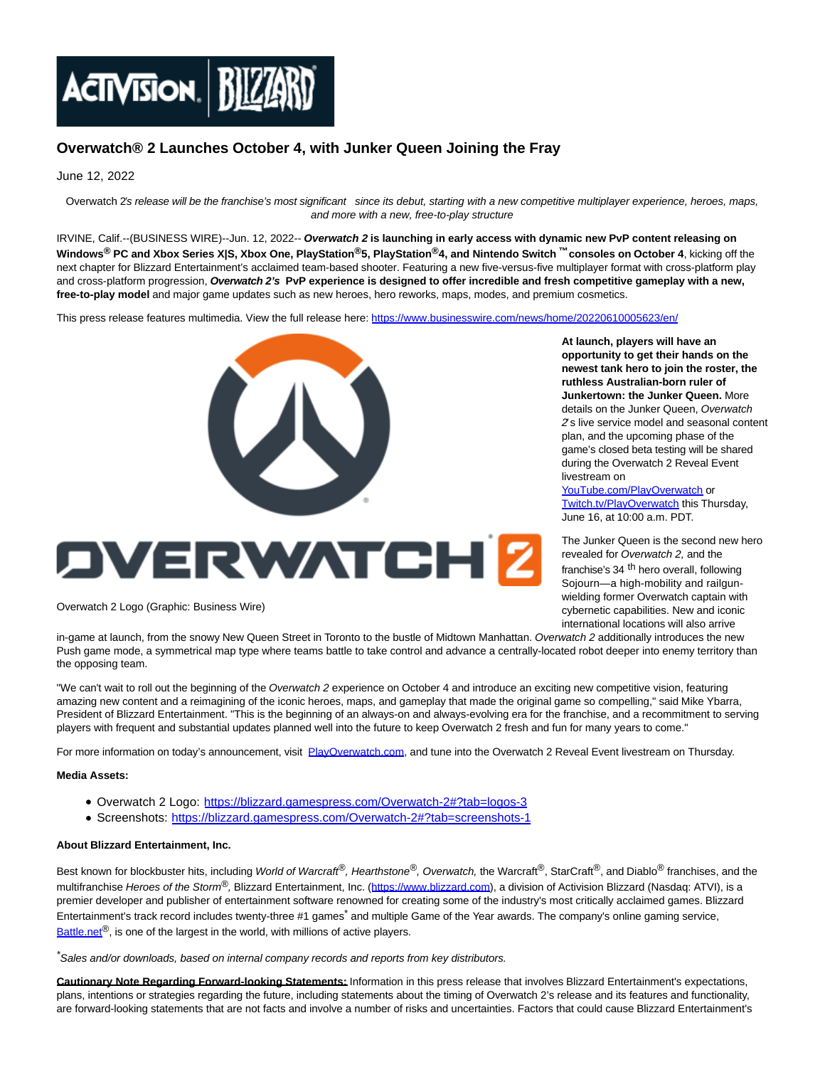# Overwatch® 2 Launches October 4, with Junker Queen Joining the Fray

June 12, 2022

*Overwatch 2's release will be the franchise's most significant since its debut, starting with a new competitive multiplayer experience, heroes, maps, and more with a new, free-to-play structure*

IRVINE, Calif.--(BUSINESS WIRE)--Jun. 12, 2022-- ***Overwatch 2*** **is launching in early access with dynamic new PvP content releasing on Windows® PC and Xbox Series X|S, Xbox One, PlayStation®5, PlayStation®4, and Nintendo Switch™ consoles on October 4**, kicking off the next chapter for Blizzard Entertainment's acclaimed team-based shooter. Featuring a new five-versus-five multiplayer format with cross-platform play and cross-platform progression, ***Overwatch 2's*** **PvP experience is designed to offer incredible and fresh competitive gameplay with a new, free-to-play model** and major game updates such as new heroes, hero reworks, maps, modes, and premium cosmetics.

This press release features multimedia. View the full release here: https://www.businesswire.com/news/home/20220610005623/en/

Overwatch 2 Logo (Graphic: Business Wire)

**At launch, players will have an opportunity to get their hands on the newest tank hero to join the roster, the ruthless Australian-born ruler of Junkertown: the Junker Queen.** More details on the Junker Queen, *Overwatch 2*'s live service model and seasonal content plan, and the upcoming phase of the game's closed beta testing will be shared during the Overwatch 2 Reveal Event livestream on YouTube.com/PlayOverwatch or Twitch.tv/PlayOverwatch this Thursday, June 16, at 10:00 a.m. PDT.

The Junker Queen is the second new hero revealed for *Overwatch 2,* and the franchise's 34th hero overall, following Sojourn—a high-mobility and railgun-wielding former Overwatch captain with cybernetic capabilities. New and iconic international locations will also arrive in-game at launch, from the snowy New Queen Street in Toronto to the bustle of Midtown Manhattan. *Overwatch 2* additionally introduces the new Push game mode, a symmetrical map type where teams battle to take control and advance a centrally-located robot deeper into enemy territory than the opposing team.

"We can't wait to roll out the beginning of the *Overwatch 2* experience on October 4 and introduce an exciting new competitive vision, featuring amazing new content and a reimagining of the iconic heroes, maps, and gameplay that made the original game so compelling," said Mike Ybarra, President of Blizzard Entertainment. "This is the beginning of an always-on and always-evolving era for the franchise, and a recommitment to serving players with frequent and substantial updates planned well into the future to keep Overwatch 2 fresh and fun for many years to come."

For more information on today's announcement, visit PlayOverwatch.com, and tune into the Overwatch 2 Reveal Event livestream on Thursday.

**Media Assets:**

- Overwatch 2 Logo: https://blizzard.gamespress.com/Overwatch-2#?tab=logos-3
- Screenshots: https://blizzard.gamespress.com/Overwatch-2#?tab=screenshots-1

**About Blizzard Entertainment, Inc.**

Best known for blockbuster hits, including *World of Warcraft®, Hearthstone®, Overwatch,* the Warcraft®, StarCraft®, and Diablo® franchises, and the multifranchise *Heroes of the Storm®,* Blizzard Entertainment, Inc. (https://www.blizzard.com), a division of Activision Blizzard (Nasdaq: ATVI), is a premier developer and publisher of entertainment software renowned for creating some of the industry's most critically acclaimed games. Blizzard Entertainment's track record includes twenty-three #1 games* and multiple Game of the Year awards. The company's online gaming service, Battle.net®, is one of the largest in the world, with millions of active players.

**Sales and/or downloads, based on internal company records and reports from key distributors.*

**Cautionary Note Regarding Forward-looking Statements:** Information in this press release that involves Blizzard Entertainment's expectations, plans, intentions or strategies regarding the future, including statements about the timing of Overwatch 2's release and its features and functionality, are forward-looking statements that are not facts and involve a number of risks and uncertainties. Factors that could cause Blizzard Entertainment's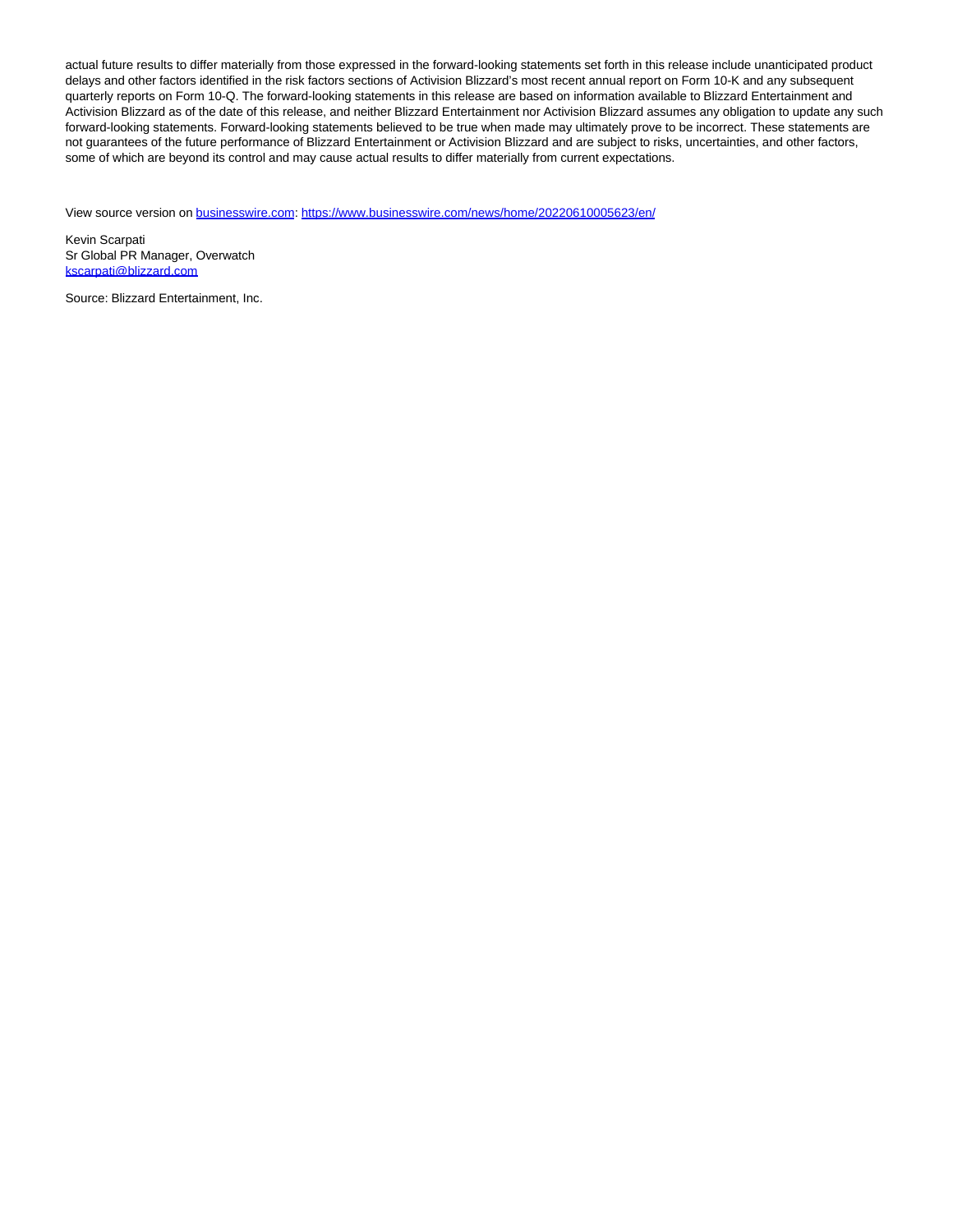actual future results to differ materially from those expressed in the forward-looking statements set forth in this release include unanticipated product delays and other factors identified in the risk factors sections of Activision Blizzard's most recent annual report on Form 10-K and any subsequent quarterly reports on Form 10-Q. The forward-looking statements in this release are based on information available to Blizzard Entertainment and Activision Blizzard as of the date of this release, and neither Blizzard Entertainment nor Activision Blizzard assumes any obligation to update any such forward-looking statements. Forward-looking statements believed to be true when made may ultimately prove to be incorrect. These statements are not guarantees of the future performance of Blizzard Entertainment or Activision Blizzard and are subject to risks, uncertainties, and other factors, some of which are beyond its control and may cause actual results to differ materially from current expectations.

View source version on [businesswire.com](https://www.businesswire.com): [https://www.businesswire.com/news/home/20220610005623/en/](https://www.businesswire.com/news/home/20220610005623/en/)

Kevin Scarpati
Sr Global PR Manager, Overwatch
[kscarpati@blizzard.com](mailto:kscarpati@blizzard.com)

Source: Blizzard Entertainment, Inc.